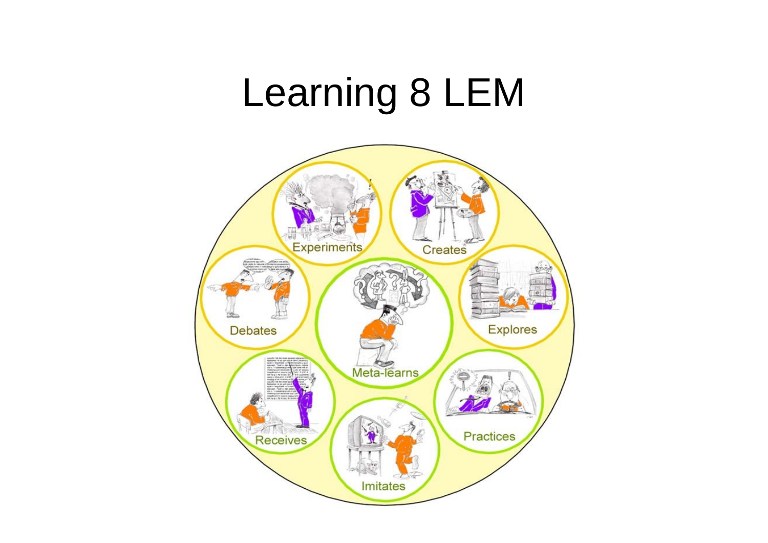# Learning 8 LEM

Experiments

Creates

Debates

Meta-learns

Explores

Receives

Practices

Imitates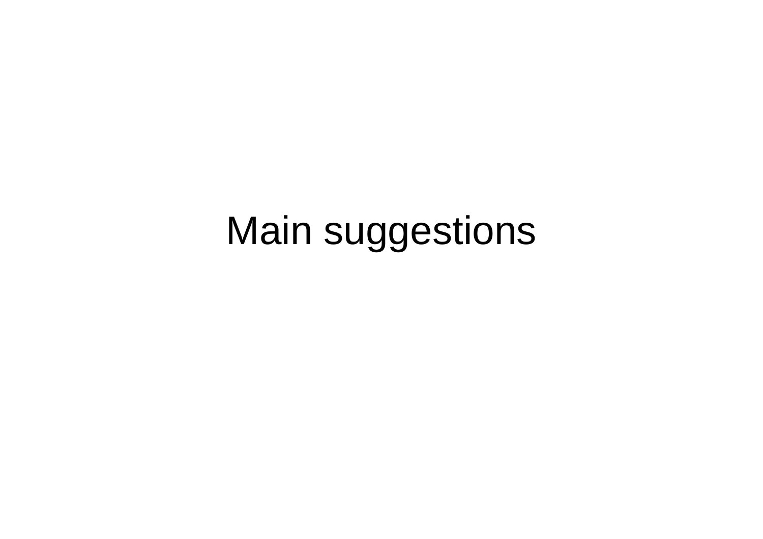# Main suggestions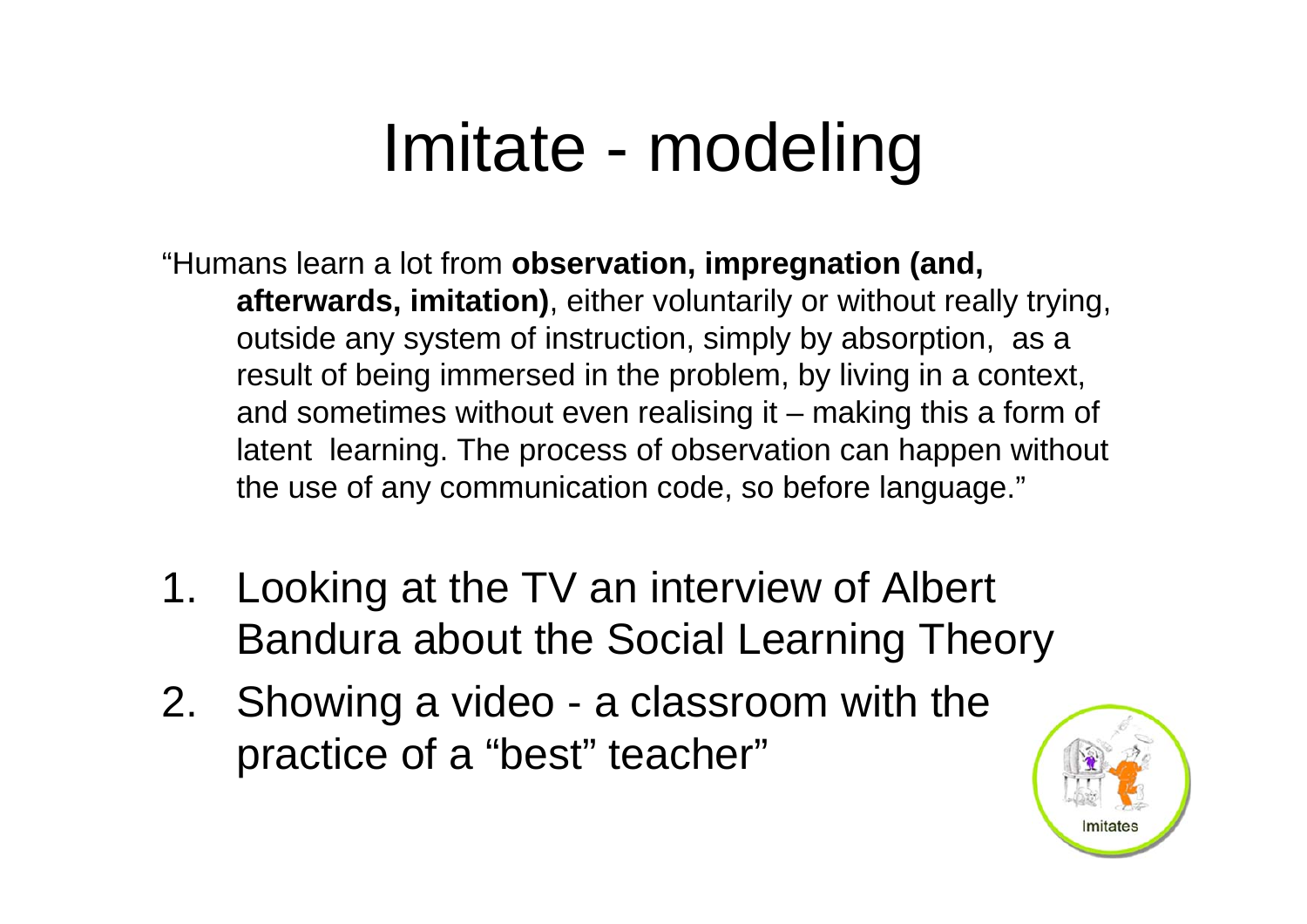# Imitate - modeling

"Humans learn a lot from **observation, impregnation (and, afterwards, imitation)**, either voluntarily or without really trying, outside any system of instruction, simply by absorption, as a result of being immersed in the problem, by living in a context, and sometimes without even realising it – making this a form of latent learning. The process of observation can happen without the use of any communication code, so before language."

1. Looking at the TV an interview of Albert Bandura about the Social Learning Theory
2. Showing a video - a classroom with the practice of a "best" teacher"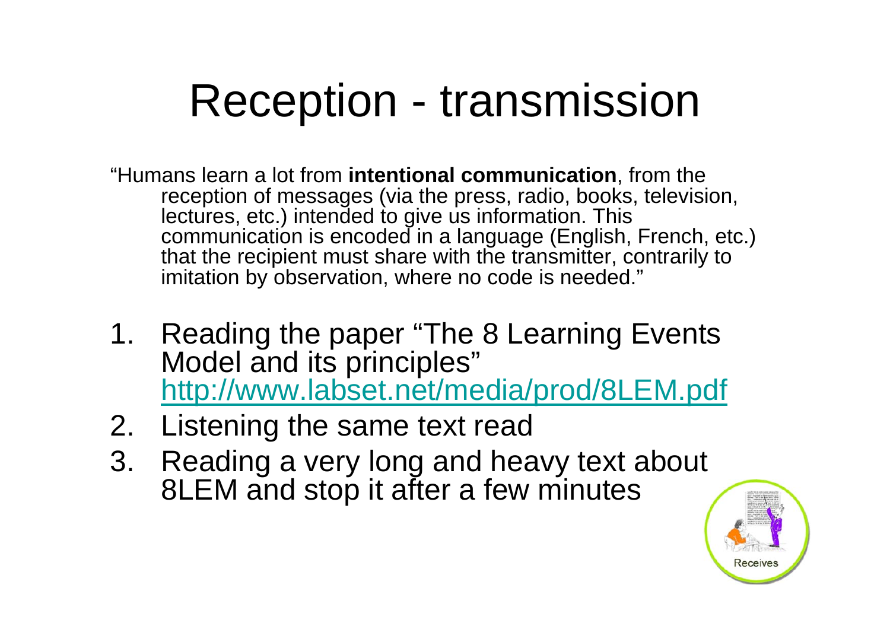# Reception - transmission

"Humans learn a lot from **intentional communication**, from the reception of messages (via the press, radio, books, television, lectures, etc.) intended to give us information. This communication is encoded in a language (English, French, etc.) that the recipient must share with the transmitter, contrarily to imitation by observation, where no code is needed."

1. Reading the paper "The 8 Learning Events Model and its principles" [http://www.labset.net/media/prod/8LEM.pdf](http://www.labset.net/media/prod/8LEM.pdf)
2. Listening the same text read
3. Reading a very long and heavy text about 8LEM and stop it after a few minutes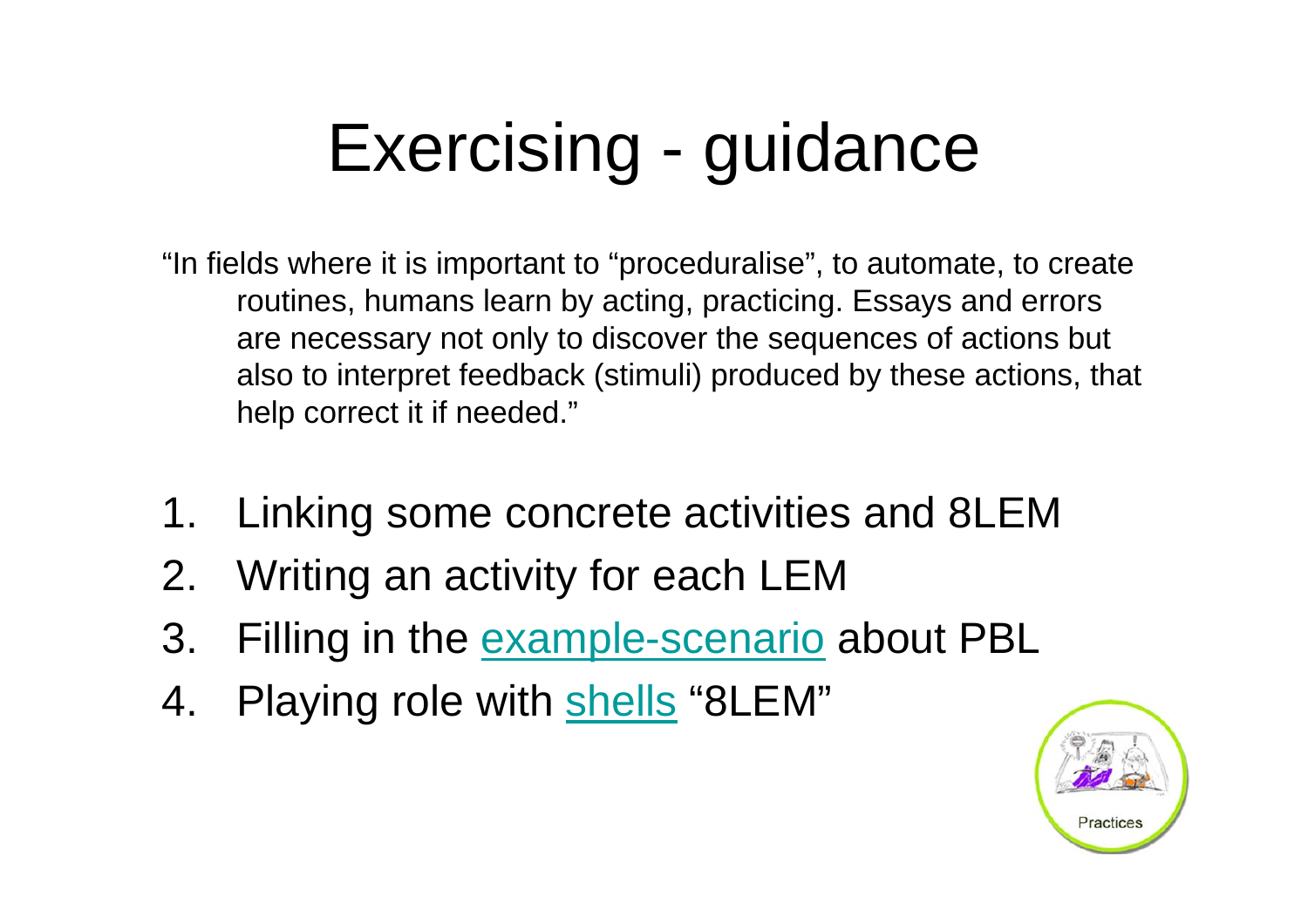# Exercising - guidance

"In fields where it is important to "proceduralise", to automate, to create routines, humans learn by acting, practicing. Essays and errors are necessary not only to discover the sequences of actions but also to interpret feedback (stimuli) produced by these actions, that help correct it if needed."

1. Linking some concrete activities and 8LEM
2. Writing an activity for each LEM
3. Filling in the example-scenario about PBL
4. Playing role with shells "8LEM"

Practices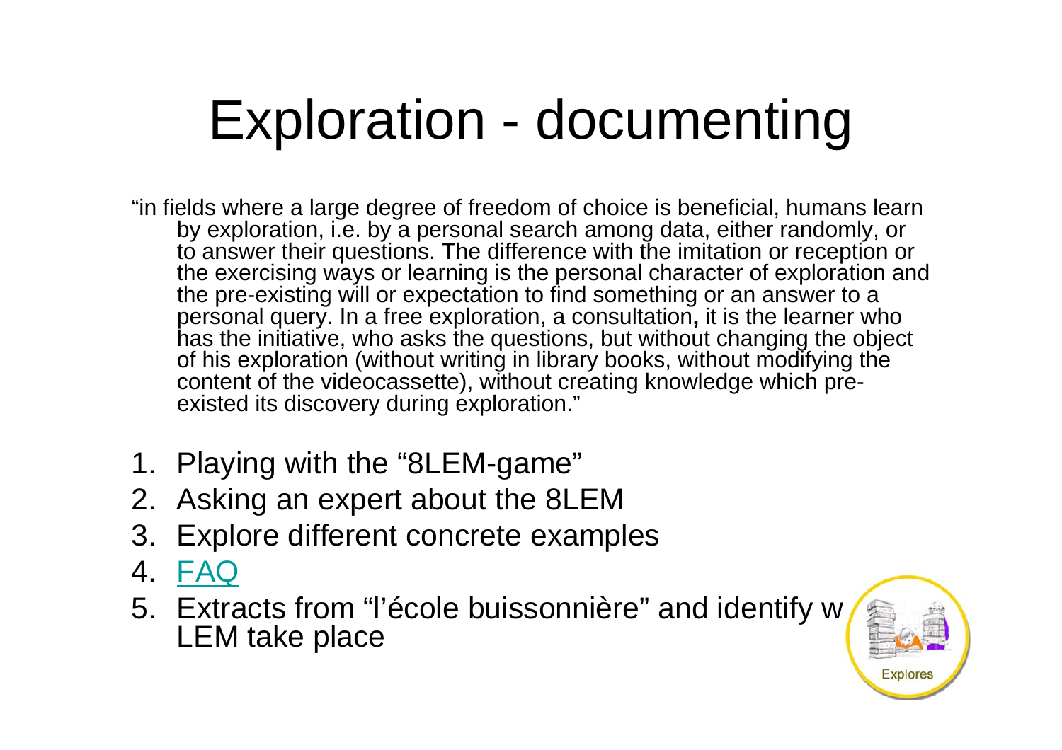# Exploration - documenting

"in fields where a large degree of freedom of choice is beneficial, humans learn by exploration, i.e. by a personal search among data, either randomly, or to answer their questions. The difference with the imitation or reception or the exercising ways or learning is the personal character of exploration and the pre-existing will or expectation to find something or an answer to a personal query. In a free exploration, a consultation**,** it is the learner who has the initiative, who asks the questions, but without changing the object of his exploration (without writing in library books, without modifying the content of the videocassette), without creating knowledge which pre-existed its discovery during exploration."

1. Playing with the "8LEM-game"
2. Asking an expert about the 8LEM
3. Explore different concrete examples
4. FAQ
5. Extracts from "l'école buissonnière" and identify w LEM take place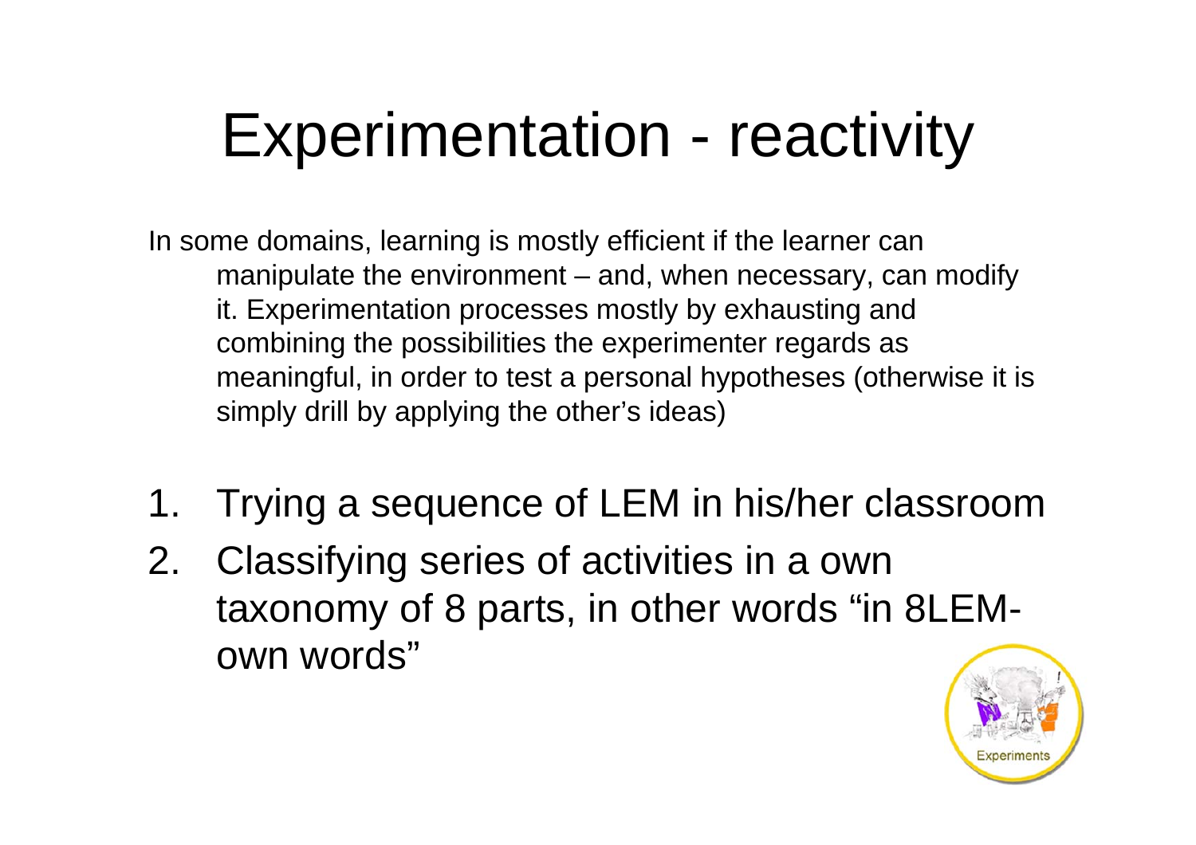# Experimentation - reactivity

In some domains, learning is mostly efficient if the learner can manipulate the environment – and, when necessary, can modify it. Experimentation processes mostly by exhausting and combining the possibilities the experimenter regards as meaningful, in order to test a personal hypotheses (otherwise it is simply drill by applying the other's ideas)

1. Trying a sequence of LEM in his/her classroom
2. Classifying series of activities in a own taxonomy of 8 parts, in other words "in 8LEM-own words"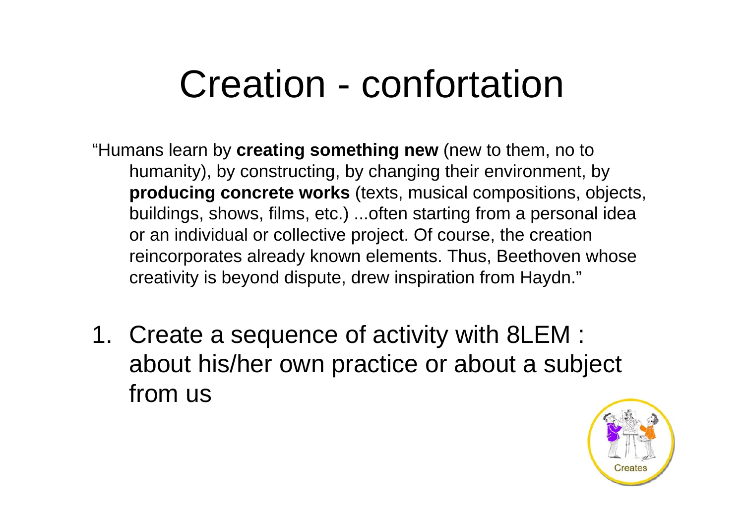# Creation - confortation

"Humans learn by **creating something new** (new to them, no to humanity), by constructing, by changing their environment, by **producing concrete works** (texts, musical compositions, objects, buildings, shows, films, etc.) ...often starting from a personal idea or an individual or collective project. Of course, the creation reincorporates already known elements. Thus, Beethoven whose creativity is beyond dispute, drew inspiration from Haydn."

1. Create a sequence of activity with 8LEM : about his/her own practice or about a subject from us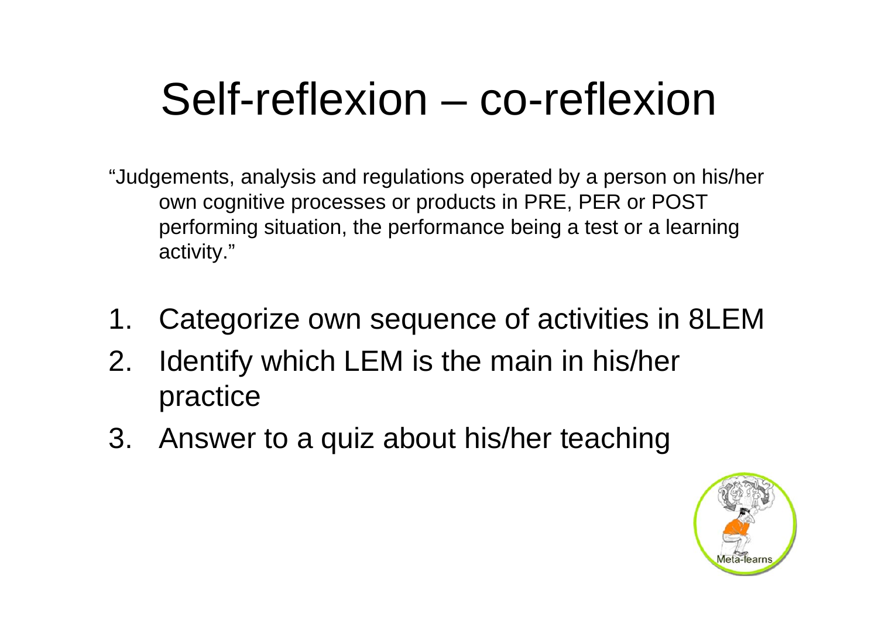# Self-reflexion – co-reflexion

"Judgements, analysis and regulations operated by a person on his/her own cognitive processes or products in PRE, PER or POST performing situation, the performance being a test or a learning activity."

1. Categorize own sequence of activities in 8LEM
2. Identify which LEM is the main in his/her practice
3. Answer to a quiz about his/her teaching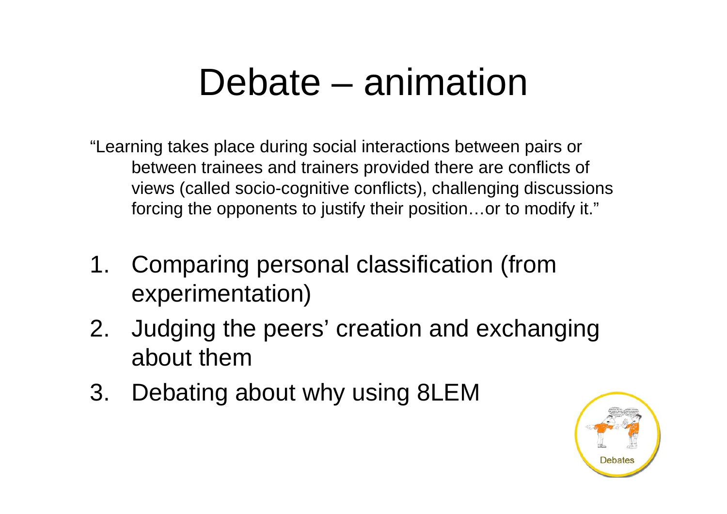# Debate – animation

"Learning takes place during social interactions between pairs or between trainees and trainers provided there are conflicts of views (called socio-cognitive conflicts), challenging discussions forcing the opponents to justify their position…or to modify it."

1. Comparing personal classification (from experimentation)
2. Judging the peers' creation and exchanging about them
3. Debating about why using 8LEM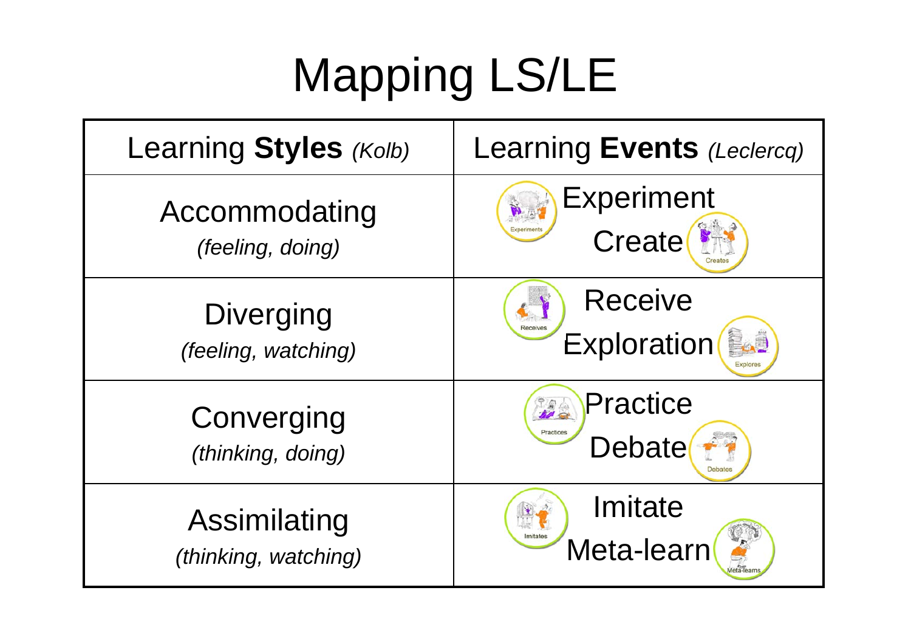# Mapping LS/LE

| Learning **Styles** *(Kolb)* | Learning **Events** *(Leclercq)* |
| --- | --- |
| Accommodating *(feeling, doing)* | Experiment Create |
| Diverging *(feeling, watching)* | Receive Exploration |
| Converging *(thinking, doing)* | Practice Debate |
| Assimilating *(thinking, watching)* | Imitate Meta-learn |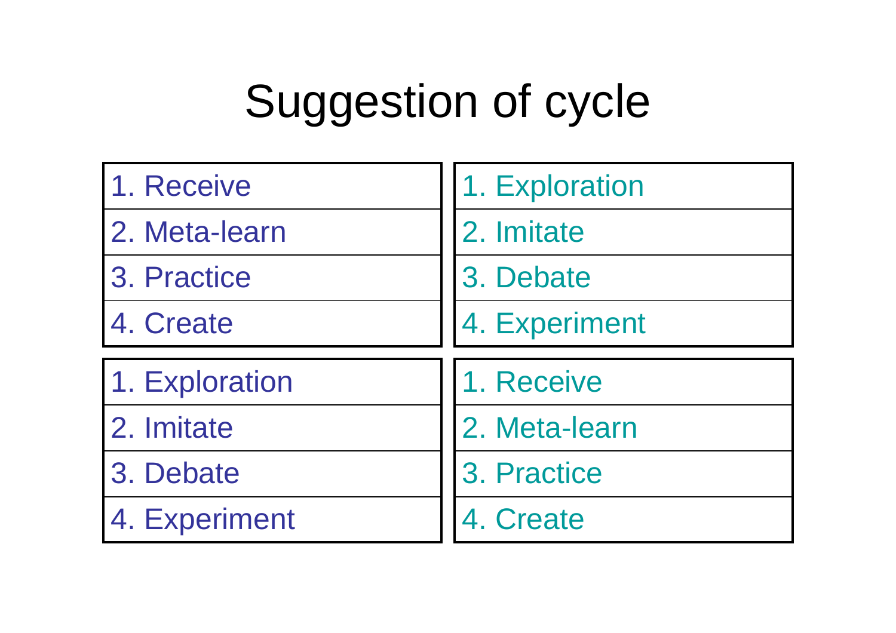# Suggestion of cycle

| | |
|---|---|
| 1. Receive | 1. Exploration |
| 2. Meta-learn | 2. Imitate |
| 3. Practice | 3. Debate |
| 4. Create | 4. Experiment |

| | |
|---|---|
| 1. Exploration | 1. Receive |
| 2. Imitate | 2. Meta-learn |
| 3. Debate | 3. Practice |
| 4. Experiment | 4. Create |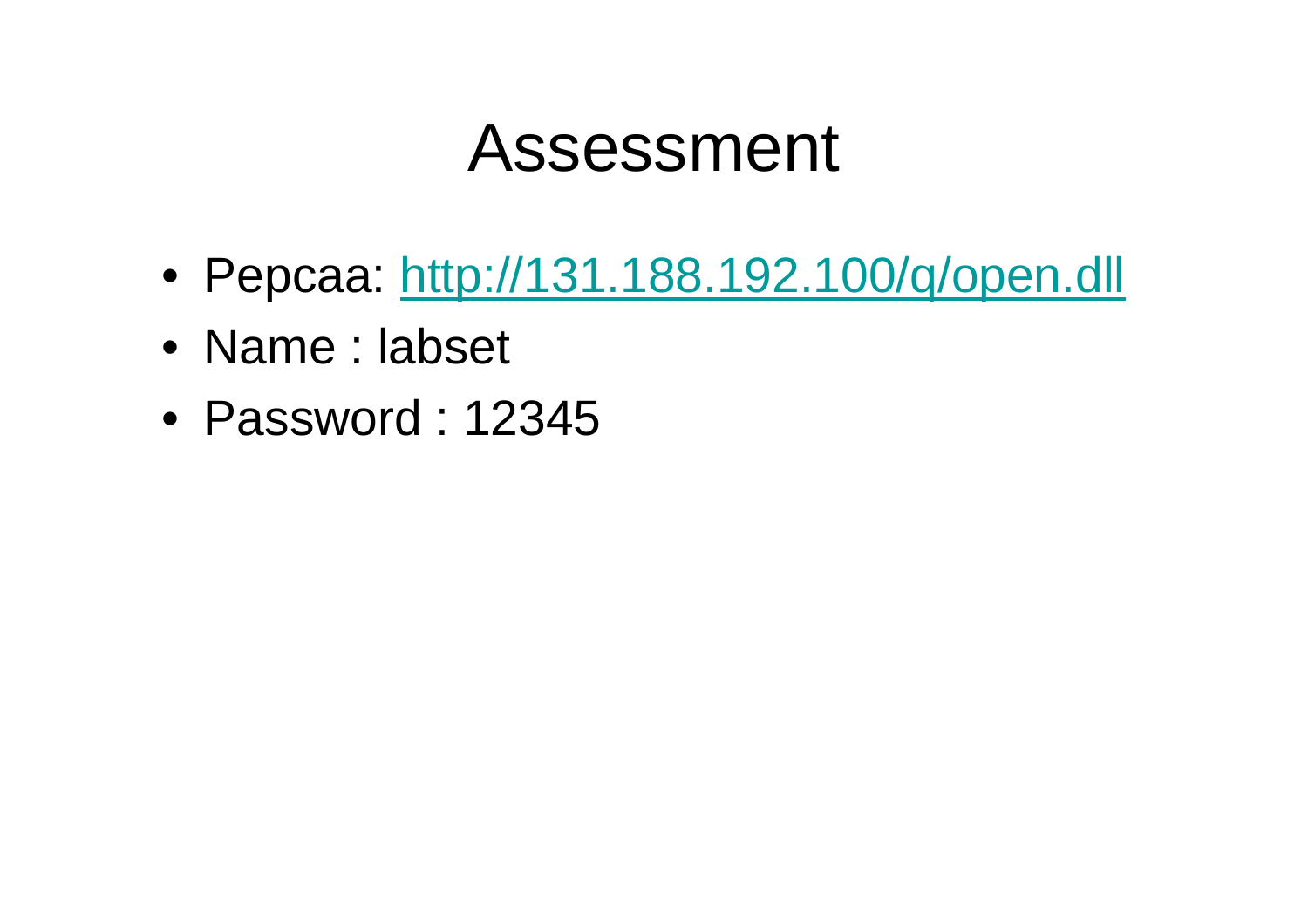# Assessment

- Pepcaa: [http://131.188.192.100/q/open.dll](http://131.188.192.100/q/open.dll)
- Name : labset
- Password : 12345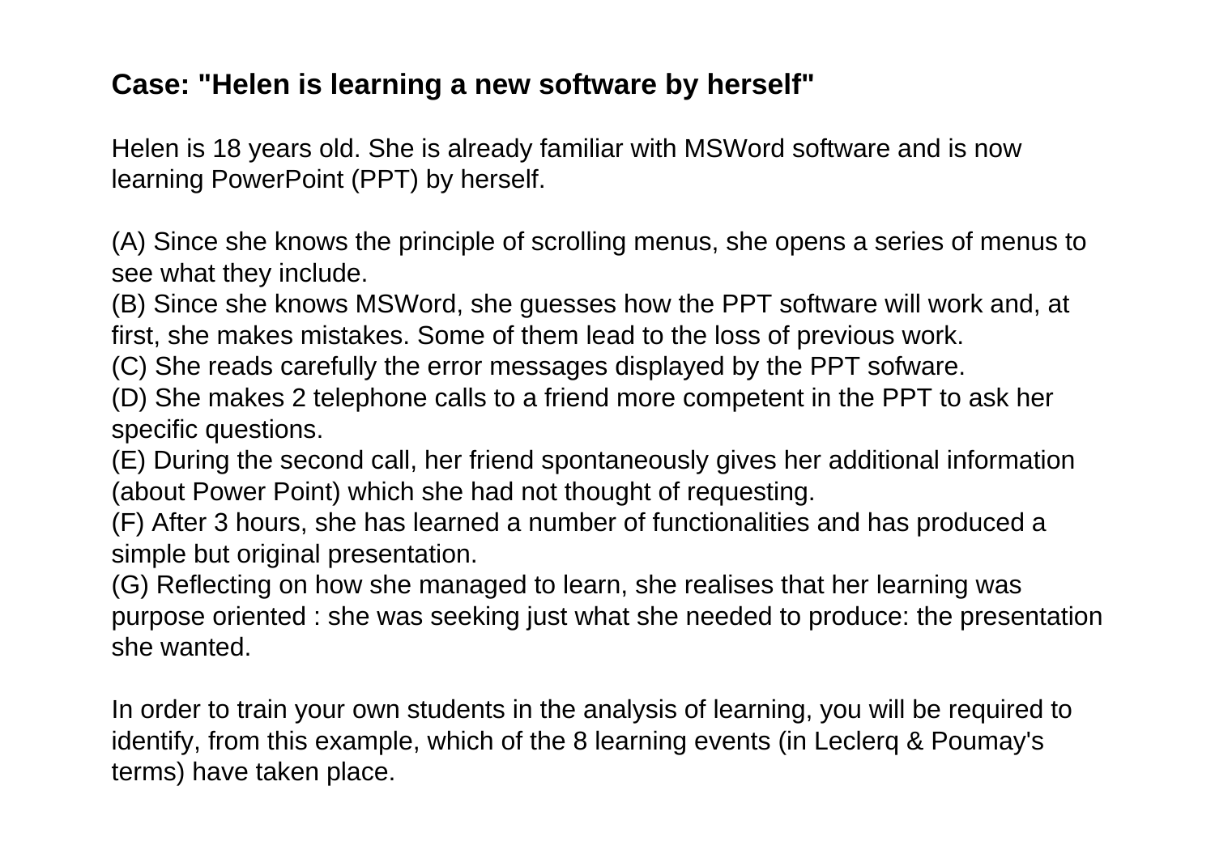**Case: "Helen is learning a new software by herself"**

Helen is 18 years old. She is already familiar with MSWord software and is now learning PowerPoint (PPT) by herself.

(A) Since she knows the principle of scrolling menus, she opens a series of menus to see what they include.
(B) Since she knows MSWord, she guesses how the PPT software will work and, at first, she makes mistakes. Some of them lead to the loss of previous work.
(C) She reads carefully the error messages displayed by the PPT sofware.
(D) She makes 2 telephone calls to a friend more competent in the PPT to ask her specific questions.
(E) During the second call, her friend spontaneously gives her additional information (about Power Point) which she had not thought of requesting.
(F) After 3 hours, she has learned a number of functionalities and has produced a simple but original presentation.
(G) Reflecting on how she managed to learn, she realises that her learning was purpose oriented : she was seeking just what she needed to produce: the presentation she wanted.

In order to train your own students in the analysis of learning, you will be required to identify, from this example, which of the 8 learning events (in Leclerq & Poumay's terms) have taken place.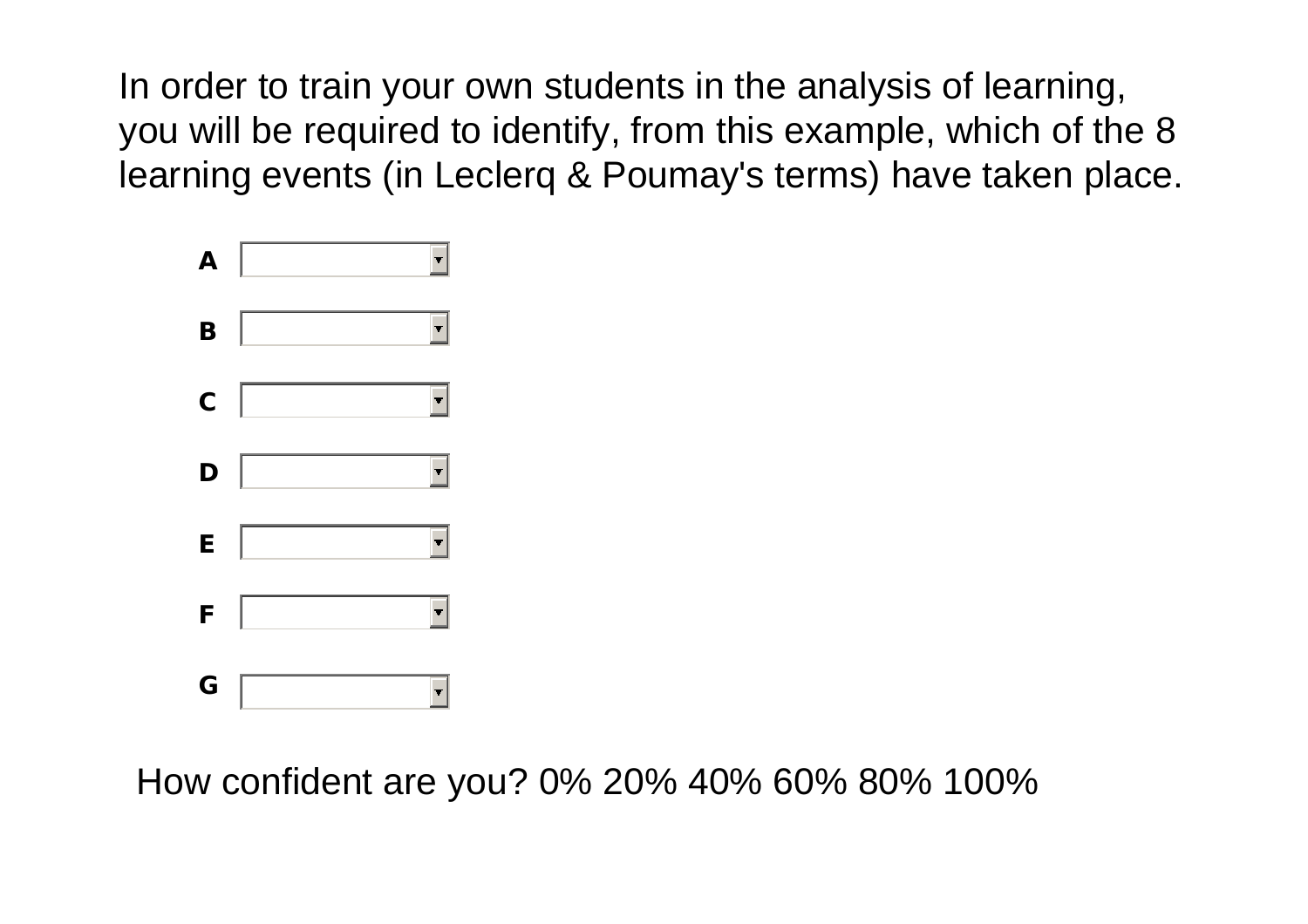In order to train your own students in the analysis of learning, you will be required to identify, from this example, which of the 8 learning events (in Leclerq & Poumay's terms) have taken place.

**A**

**B**

**C**

**D**

**E**

**F**

**G**

How confident are you? 0% 20% 40% 60% 80% 100%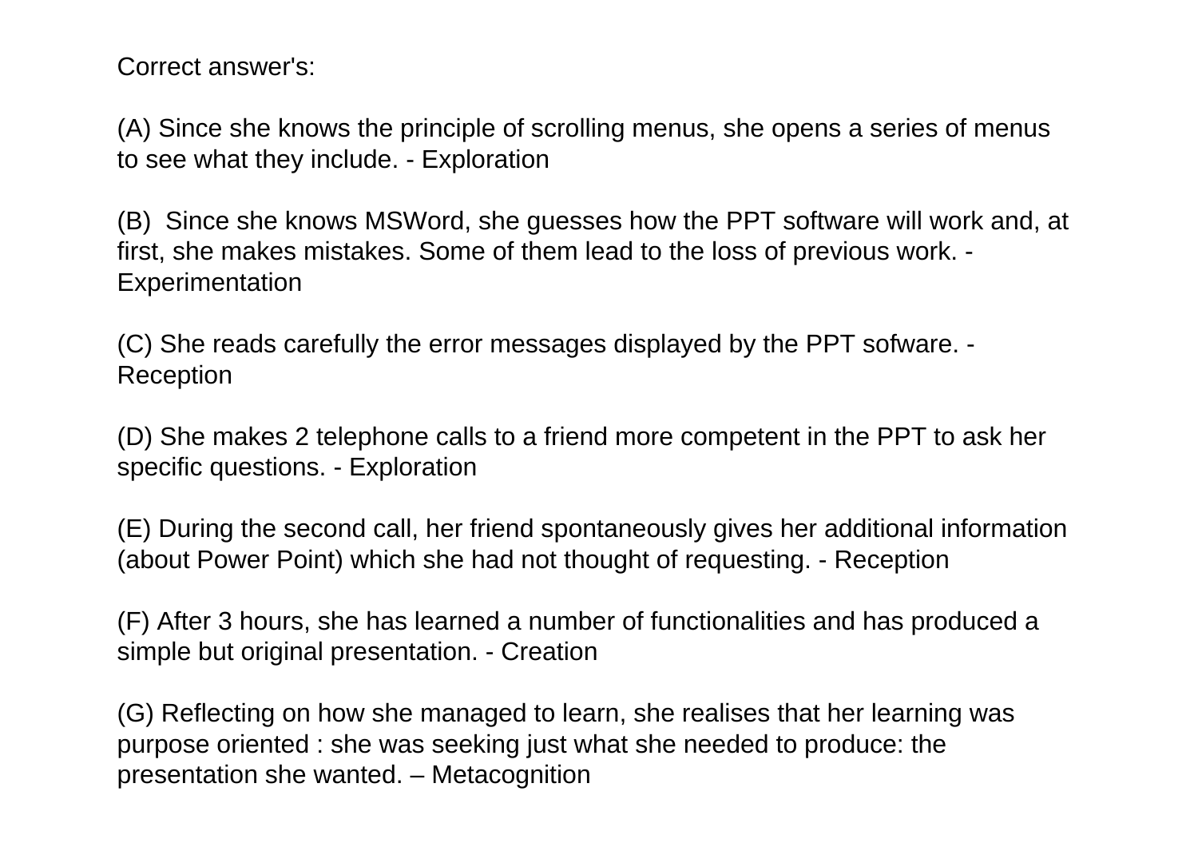Correct answer's:

(A) Since she knows the principle of scrolling menus, she opens a series of menus to see what they include. - Exploration

(B)  Since she knows MSWord, she guesses how the PPT software will work and, at first, she makes mistakes. Some of them lead to the loss of previous work. - Experimentation

(C) She reads carefully the error messages displayed by the PPT sofware. - Reception

(D) She makes 2 telephone calls to a friend more competent in the PPT to ask her specific questions. - Exploration

(E) During the second call, her friend spontaneously gives her additional information (about Power Point) which she had not thought of requesting. - Reception

(F) After 3 hours, she has learned a number of functionalities and has produced a simple but original presentation. - Creation

(G) Reflecting on how she managed to learn, she realises that her learning was purpose oriented : she was seeking just what she needed to produce: the presentation she wanted. – Metacognition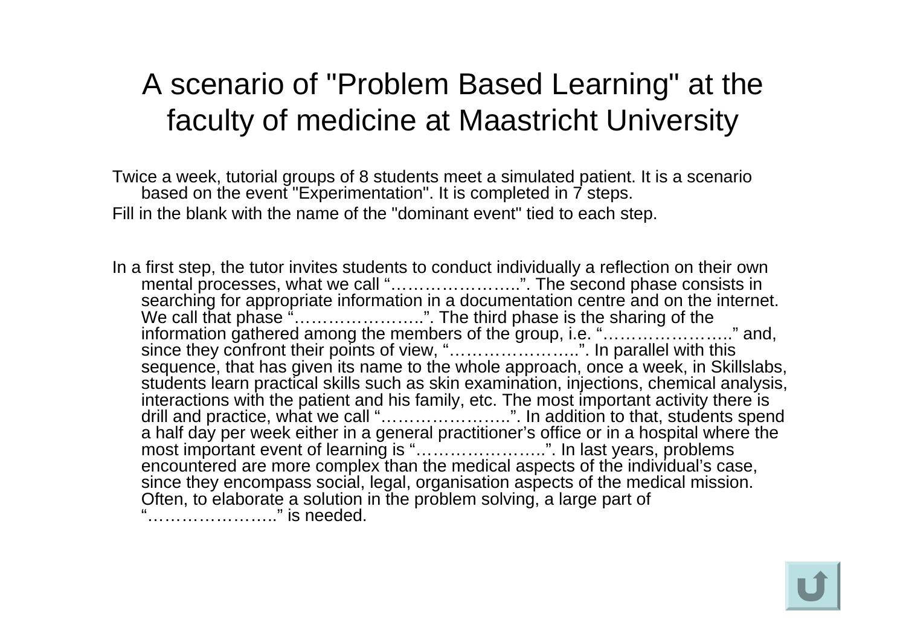# A scenario of "Problem Based Learning" at the faculty of medicine at Maastricht University

Twice a week, tutorial groups of 8 students meet a simulated patient. It is a scenario based on the event "Experimentation". It is completed in 7 steps.

Fill in the blank with the name of the "dominant event" tied to each step.

In a first step, the tutor invites students to conduct individually a reflection on their own mental processes, what we call "…………………..". The second phase consists in searching for appropriate information in a documentation centre and on the internet. We call that phase "…………………..". The third phase is the sharing of the information gathered among the members of the group, i.e. "…………………." and, since they confront their points of view, "…………………..". In parallel with this sequence, that has given its name to the whole approach, once a week, in Skillslabs, students learn practical skills such as skin examination, injections, chemical analysis, interactions with the patient and his family, etc. The most important activity there is drill and practice, what we call "…………………..". In addition to that, students spend a half day per week either in a general practitioner's office or in a hospital where the most important event of learning is "…………………..". In last years, problems encountered are more complex than the medical aspects of the individual's case, since they encompass social, legal, organisation aspects of the medical mission. Often, to elaborate a solution in the problem solving, a large part of "…………………." is needed.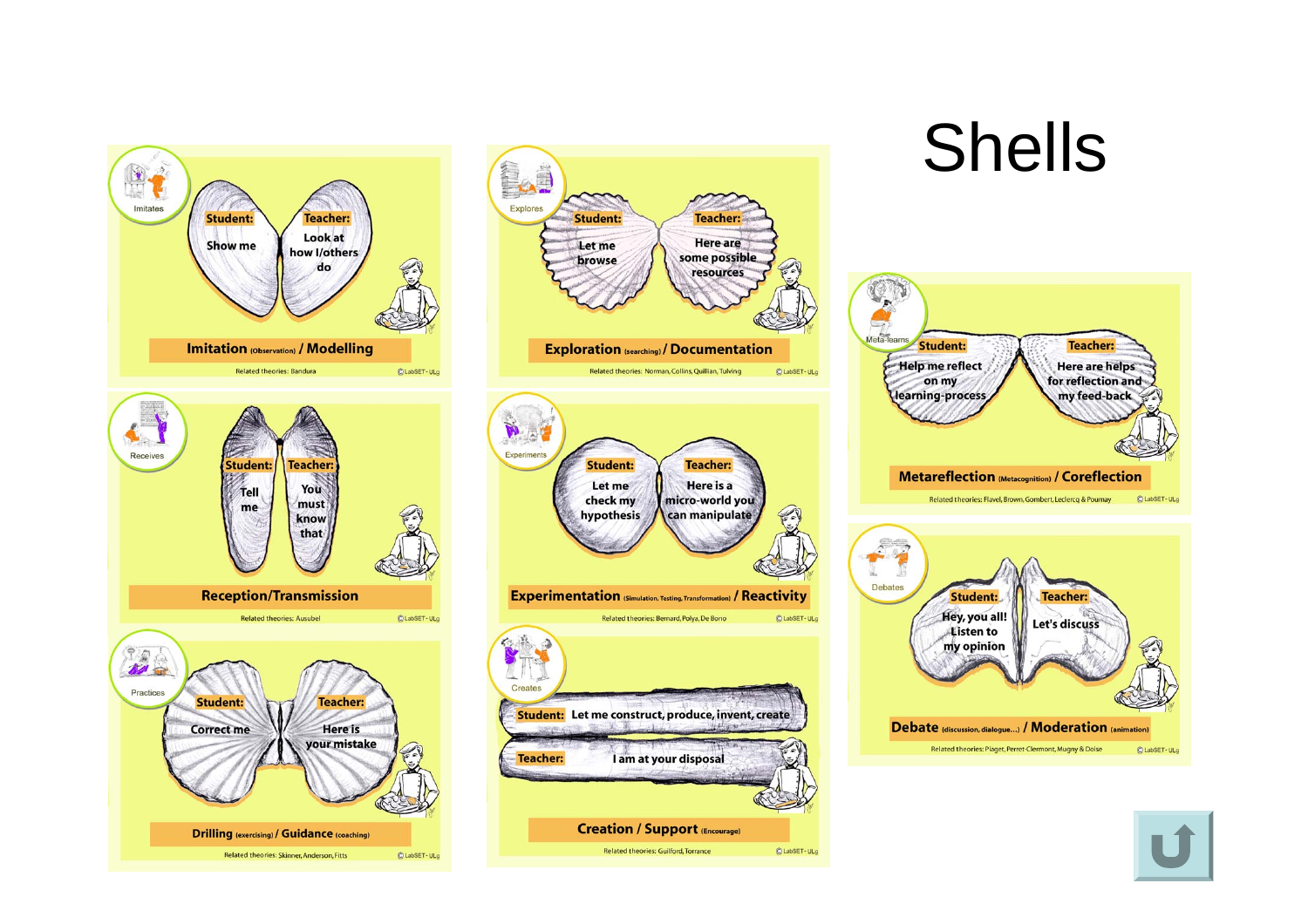# Shells

**Imitates**

**Student:** Show me

**Teacher:** Look at how I/others do

**Imitation** (Observation) **/ Modelling**

Related theories: Bandura

© LabSET - ULg

**Explores**

**Student:** Let me browse

**Teacher:** Here are some possible resources

**Exploration** (searching) **/ Documentation**

Related theories: Norman, Collins, Quillian, Tulving

© LabSET - ULg

**Meta-learns**

**Student:** Help me reflect on my learning-process

**Teacher:** Here are helps for reflection and my feed-back

**Metareflection** (Metacognition) **/ Coreflection**

Related theories: Flavel, Brown, Gombert, Leclercq & Poumay

© LabSET - ULg

**Receives**

**Student:** Tell me

**Teacher:** You must know that

**Reception/Transmission**

Related theories: Ausubel

© LabSET - ULg

**Experiments**

**Student:** Let me check my hypothesis

**Teacher:** Here is a micro-world you can manipulate

**Experimentation** (Simulation, Testing, Transformation) **/ Reactivity**

Related theories: Bernard, Polya, De Bono

© LabSET - ULg

**Debates**

**Student:** Hey, you all! Listen to my opinion

**Teacher:** Let's discuss

**Debate** (discussion, dialogue...) **/ Moderation** (animation)

Related theories: Piaget, Perret-Clermont, Mugny & Doise

© LabSET - ULg

**Practices**

**Student:** Correct me

**Teacher:** Here is your mistake

**Drilling** (exercising) **/ Guidance** (coaching)

Related theories: Skinner, Anderson, Fitts

© LabSET - ULg

**Creates**

**Student:** Let me construct, produce, invent, create

**Teacher:** I am at your disposal

**Creation / Support** (Encourage)

Related theories: Guilford, Torrance

© LabSET - ULg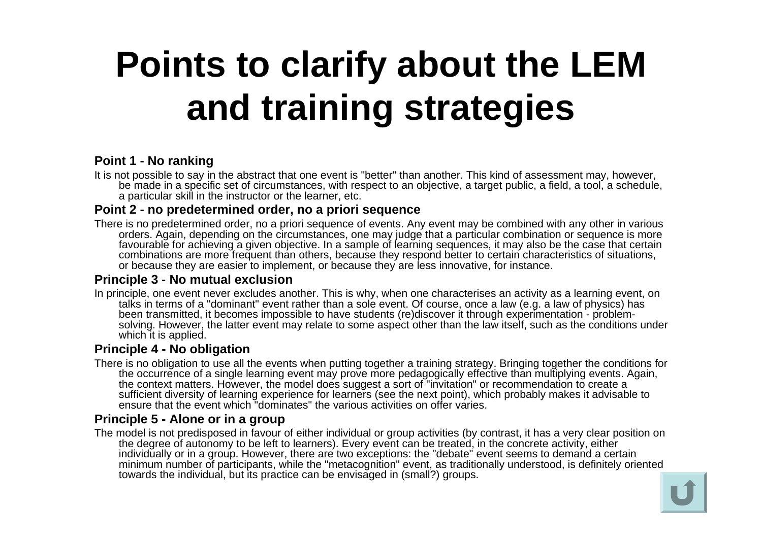# Points to clarify about the LEM and training strategies

**Point 1 - No ranking**

It is not possible to say in the abstract that one event is "better" than another. This kind of assessment may, however, be made in a specific set of circumstances, with respect to an objective, a target public, a field, a tool, a schedule, a particular skill in the instructor or the learner, etc.

**Point 2 - no predetermined order, no a priori sequence**

There is no predetermined order, no a priori sequence of events. Any event may be combined with any other in various orders. Again, depending on the circumstances, one may judge that a particular combination or sequence is more favourable for achieving a given objective. In a sample of learning sequences, it may also be the case that certain combinations are more frequent than others, because they respond better to certain characteristics of situations, or because they are easier to implement, or because they are less innovative, for instance.

**Principle 3 - No mutual exclusion**

In principle, one event never excludes another. This is why, when one characterises an activity as a learning event, on talks in terms of a "dominant" event rather than a sole event. Of course, once a law (e.g. a law of physics) has been transmitted, it becomes impossible to have students (re)discover it through experimentation - problem-solving. However, the latter event may relate to some aspect other than the law itself, such as the conditions under which it is applied.

**Principle 4 - No obligation**

There is no obligation to use all the events when putting together a training strategy. Bringing together the conditions for the occurrence of a single learning event may prove more pedagogically effective than multiplying events. Again, the context matters. However, the model does suggest a sort of "invitation" or recommendation to create a sufficient diversity of learning experience for learners (see the next point), which probably makes it advisable to ensure that the event which "dominates" the various activities on offer varies.

**Principle 5 - Alone or in a group**

The model is not predisposed in favour of either individual or group activities (by contrast, it has a very clear position on the degree of autonomy to be left to learners). Every event can be treated, in the concrete activity, either individually or in a group. However, there are two exceptions: the "debate" event seems to demand a certain minimum number of participants, while the "metacognition" event, as traditionally understood, is definitely oriented towards the individual, but its practice can be envisaged in (small?) groups.